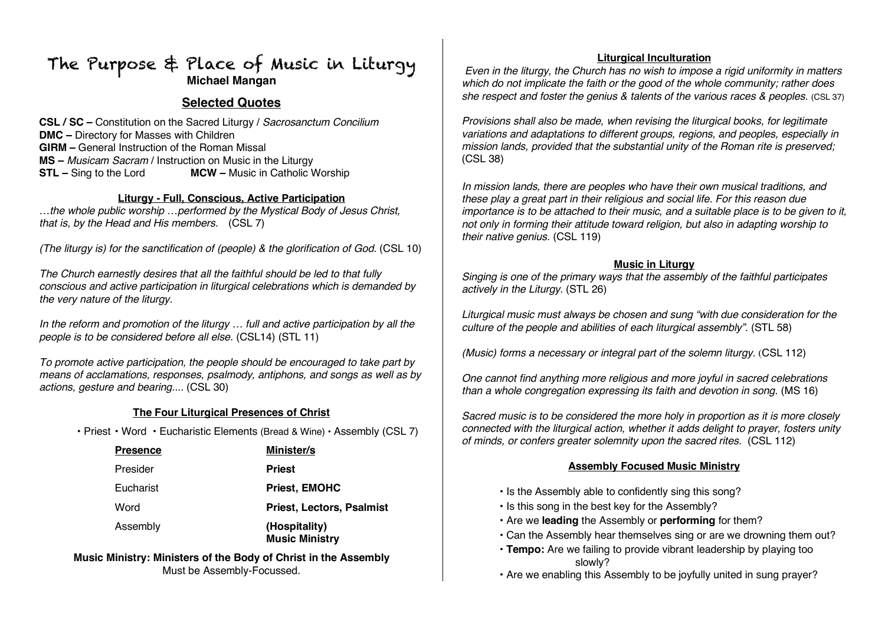# The Purpose & Place of Music in Liturgy

**Michael Mangan**

## Selected Quotes

**CSL / SC –** Constitution on the Sacred Liturgy / *Sacrosanctum Concilium*
**DMC –** Directory for Masses with Children
**GIRM –** General Instruction of the Roman Missal
**MS –** *Musicam Sacram* / Instruction on Music in the Liturgy
**STL –** Sing to the Lord **MCW –** Music in Catholic Worship

### Liturgy - Full, Conscious, Active Participation

*…the whole public worship …performed by the Mystical Body of Jesus Christ, that is, by the Head and His members.* (CSL 7)

*(The liturgy is) for the sanctification of (people) & the glorification of God.* (CSL 10)

*The Church earnestly desires that all the faithful should be led to that fully conscious and active participation in liturgical celebrations which is demanded by the very nature of the liturgy.*

*In the reform and promotion of the liturgy … full and active participation by all the people is to be considered before all else.* (CSL14) (STL 11)

*To promote active participation, the people should be encouraged to take part by means of acclamations, responses, psalmody, antiphons, and songs as well as by actions, gesture and bearing....* (CSL 30)

### The Four Liturgical Presences of Christ

• Priest • Word • Eucharistic Elements (Bread & Wine) • Assembly (CSL 7)

| Presence | Minister/s |
| --- | --- |
| Presider | **Priest** |
| Eucharist | **Priest, EMOHC** |
| Word | **Priest, Lectors, Psalmist** |
| Assembly | **(Hospitality) Music Ministry** |

**Music Ministry: Ministers of the Body of Christ in the Assembly**
Must be Assembly-Focussed.

### Liturgical Inculturation

*Even in the liturgy, the Church has no wish to impose a rigid uniformity in matters which do not implicate the faith or the good of the whole community; rather does she respect and foster the genius & talents of the various races & peoples.* (CSL 37)

*Provisions shall also be made, when revising the liturgical books, for legitimate variations and adaptations to different groups, regions, and peoples, especially in mission lands, provided that the substantial unity of the Roman rite is preserved;* (CSL 38)

*In mission lands, there are peoples who have their own musical traditions, and these play a great part in their religious and social life. For this reason due importance is to be attached to their music, and a suitable place is to be given to it, not only in forming their attitude toward religion, but also in adapting worship to their native genius.* (CSL 119)

### Music in Liturgy

*Singing is one of the primary ways that the assembly of the faithful participates actively in the Liturgy.* (STL 26)

*Liturgical music must always be chosen and sung "with due consideration for the culture of the people and abilities of each liturgical assembly".* (STL 58)

*(Music) forms a necessary or integral part of the solemn liturgy.* (CSL 112)

*One cannot find anything more religious and more joyful in sacred celebrations than a whole congregation expressing its faith and devotion in song.* (MS 16)

*Sacred music is to be considered the more holy in proportion as it is more closely connected with the liturgical action, whether it adds delight to prayer, fosters unity of minds, or confers greater solemnity upon the sacred rites.* (CSL 112)

### Assembly Focused Music Ministry

- Is the Assembly able to confidently sing this song?
- Is this song in the best key for the Assembly?
- Are we **leading** the Assembly or **performing** for them?
- Can the Assembly hear themselves sing or are we drowning them out?
- **Tempo:** Are we failing to provide vibrant leadership by playing too slowly?
- Are we enabling this Assembly to be joyfully united in sung prayer?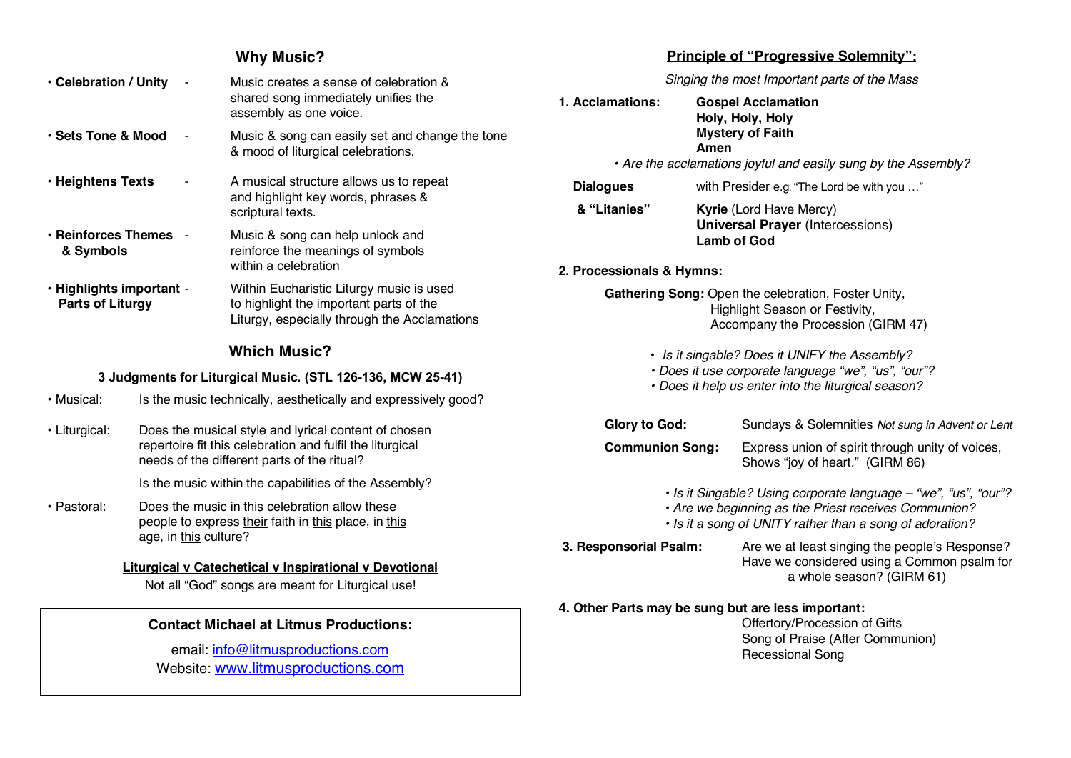## Why Music?

- **Celebration / Unity** - Music creates a sense of celebration & shared song immediately unifies the assembly as one voice.
- **Sets Tone & Mood** - Music & song can easily set and change the tone & mood of liturgical celebrations.
- **Heightens Texts** - A musical structure allows us to repeat and highlight key words, phrases & scriptural texts.
- **Reinforces Themes & Symbols** - Music & song can help unlock and reinforce the meanings of symbols within a celebration
- **Highlights important Parts of Liturgy** - Within Eucharistic Liturgy music is used to highlight the important parts of the Liturgy, especially through the Acclamations

## Which Music?

**3 Judgments for Liturgical Music. (STL 126-136, MCW 25-41)**

- Musical: Is the music technically, aesthetically and expressively good?
- Liturgical: Does the musical style and lyrical content of chosen repertoire fit this celebration and fulfil the liturgical needs of the different parts of the ritual?

  Is the music within the capabilities of the Assembly?
- Pastoral: Does the music in <u>this</u> celebration allow <u>these</u> people to express <u>their</u> faith in <u>this</u> place, in <u>this</u> age, in <u>this</u> culture?

**<u>Liturgical v Catechetical v Inspirational v Devotional</u>**

Not all "God" songs are meant for Liturgical use!

**Contact Michael at Litmus Productions:**

email: info@litmusproductions.com
Website: www.litmusproductions.com

## Principle of "Progressive Solemnity":

*Singing the most Important parts of the Mass*

**1. Acclamations:**
**Gospel Acclamation**
**Holy, Holy, Holy**
**Mystery of Faith**
**Amen**

- *Are the acclamations joyful and easily sung by the Assembly?*

**Dialogues** with Presider e.g. "The Lord be with you …"

**& "Litanies"**
**Kyrie** (Lord Have Mercy)
**Universal Prayer** (Intercessions)
**Lamb of God**

**2. Processionals & Hymns:**

**Gathering Song:** Open the celebration, Foster Unity,
Highlight Season or Festivity,
Accompany the Procession (GIRM 47)

- *Is it singable? Does it UNIFY the Assembly?*
- *Does it use corporate language "we", "us", "our"?*
- *Does it help us enter into the liturgical season?*

**Glory to God:** Sundays & Solemnities *Not sung in Advent or Lent*

**Communion Song:** Express union of spirit through unity of voices, Shows "joy of heart." (GIRM 86)

- *Is it Singable? Using corporate language – "we", "us", "our"?*
- *Are we beginning as the Priest receives Communion?*
- *Is it a song of UNITY rather than a song of adoration?*

**3. Responsorial Psalm:** Are we at least singing the people's Response? Have we considered using a Common psalm for a whole season? (GIRM 61)

**4. Other Parts may be sung but are less important:**
Offertory/Procession of Gifts
Song of Praise (After Communion)
Recessional Song